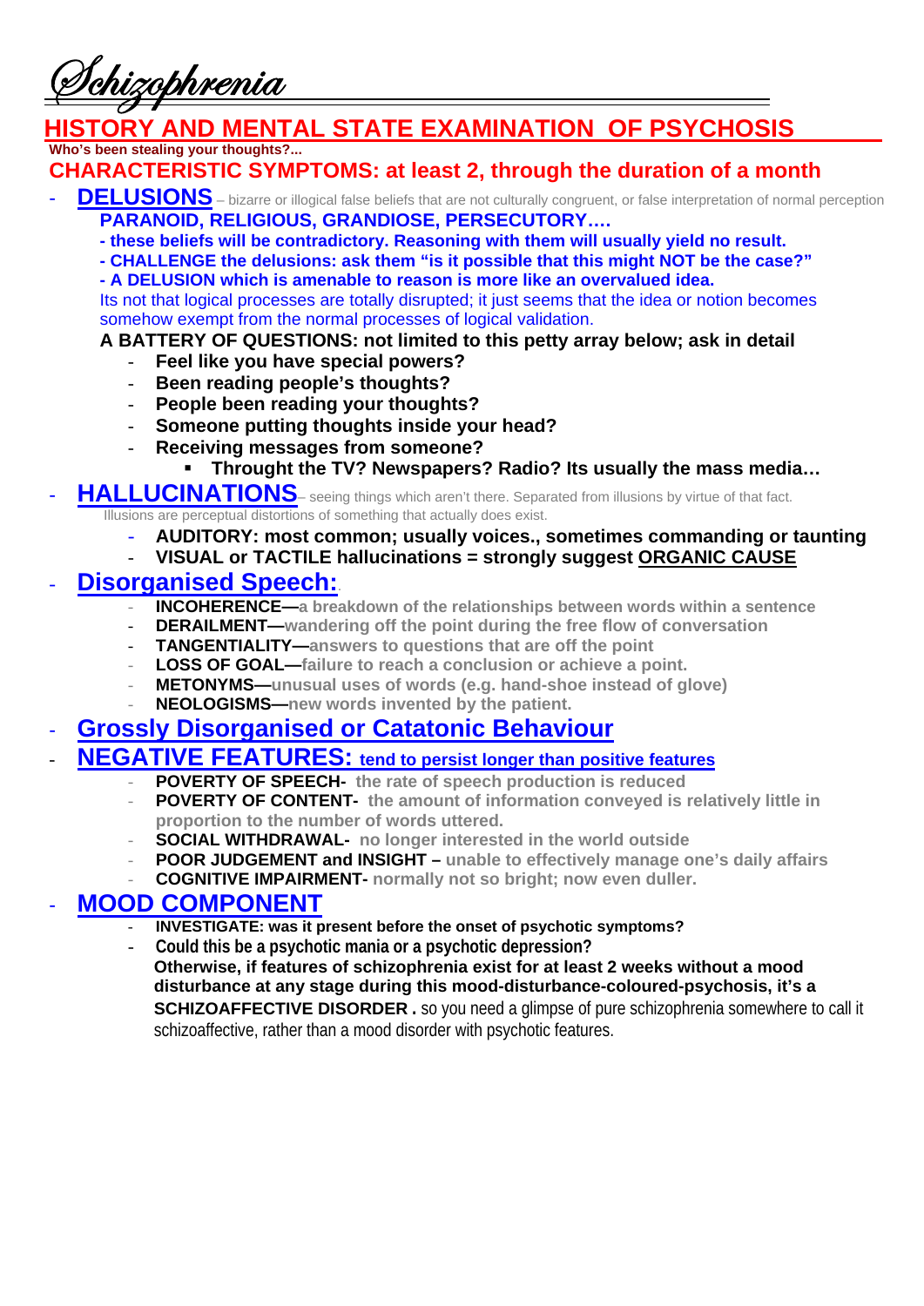# Schizophrenia

## HISTORY AND MENTAL STATE EXAMINATION OF PSYCHOSIS

**Who's been stealing your thoughts?...**

## CHARACTERISTIC SYMPTOMS: at least 2, through the duration of a month

- **DELUSIONS** – bizarre or illogical false beliefs that are not culturally congruent, or false interpretation of normal perception
  **PARANOID, RELIGIOUS, GRANDIOSE, PERSECUTORY….**
  **- these beliefs will be contradictory. Reasoning with them will usually yield no result.**
  **- CHALLENGE the delusions: ask them "is it possible that this might NOT be the case?"**
  **- A DELUSION which is amenable to reason is more like an overvalued idea.**
  Its not that logical processes are totally disrupted; it just seems that the idea or notion becomes somehow exempt from the normal processes of logical validation.
  **A BATTERY OF QUESTIONS: not limited to this petty array below; ask in detail**
  - **Feel like you have special powers?**
  - **Been reading people's thoughts?**
  - **People been reading your thoughts?**
  - **Someone putting thoughts inside your head?**
  - **Receiving messages from someone?**
    - **Throught the TV? Newspapers? Radio? Its usually the mass media…**
- **HALLUCINATIONS**– seeing things which aren't there. Separated from illusions by virtue of that fact. Illusions are perceptual distortions of something that actually does exist.
  - **AUDITORY: most common; usually voices., sometimes commanding or taunting**
  - **VISUAL or TACTILE hallucinations = strongly suggest ORGANIC CAUSE**
- **Disorganised Speech:**
  - **INCOHERENCE—a breakdown of the relationships between words within a sentence**
  - **DERAILMENT—wandering off the point during the free flow of conversation**
  - **TANGENTIALITY—answers to questions that are off the point**
  - **LOSS OF GOAL—failure to reach a conclusion or achieve a point.**
  - **METONYMS—unusual uses of words (e.g. hand-shoe instead of glove)**
  - **NEOLOGISMS—new words invented by the patient.**
- **Grossly Disorganised or Catatonic Behaviour**
- **NEGATIVE FEATURES: tend to persist longer than positive features**
  - **POVERTY OF SPEECH- the rate of speech production is reduced**
  - **POVERTY OF CONTENT- the amount of information conveyed is relatively little in proportion to the number of words uttered.**
  - **SOCIAL WITHDRAWAL- no longer interested in the world outside**
  - **POOR JUDGEMENT and INSIGHT – unable to effectively manage one's daily affairs**
  - **COGNITIVE IMPAIRMENT- normally not so bright; now even duller.**
- **MOOD COMPONENT**
  - **INVESTIGATE: was it present before the onset of psychotic symptoms?**
  - **Could this be a psychotic mania or a psychotic depression?**
    **Otherwise, if features of schizophrenia exist for at least 2 weeks without a mood disturbance at any stage during this mood-disturbance-coloured-psychosis, it's a SCHIZOAFFECTIVE DISORDER .** so you need a glimpse of pure schizophrenia somewhere to call it schizoaffective, rather than a mood disorder with psychotic features.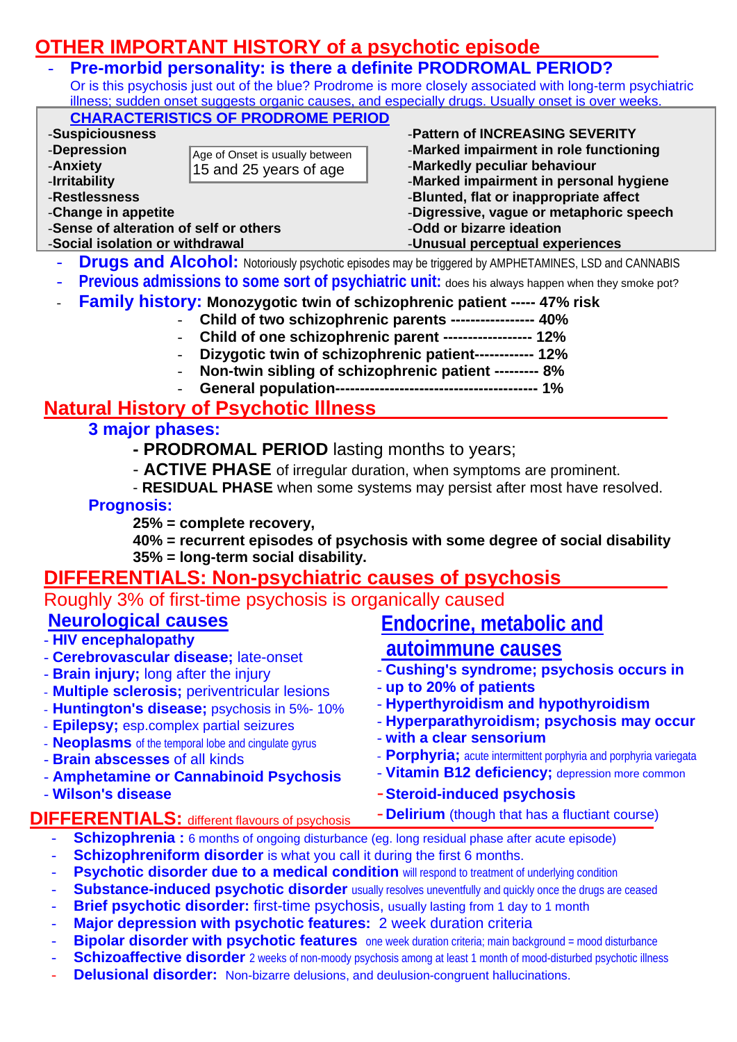## OTHER IMPORTANT HISTORY of a psychotic episode

- **Pre-morbid personality: is there a definite PRODROMAL PERIOD?**
  Or is this psychosis just out of the blue? Prodrome is more closely associated with long-term psychiatric illness; sudden onset suggests organic causes, and especially drugs. Usually onset is over weeks.

### CHARACTERISTICS OF PRODROME PERIOD

Age of Onset is usually between 15 and 25 years of age

- **Suspiciousness**
- **Depression**
- **Anxiety**
- **Irritability**
- **Restlessness**
- **Change in appetite**
- **Sense of alteration of self or others**
- **Social isolation or withdrawal**
- **Pattern of INCREASING SEVERITY**
- **Marked impairment in role functioning**
- **Markedly peculiar behaviour**
- **Marked impairment in personal hygiene**
- **Blunted, flat or inappropriate affect**
- **Digressive, vague or metaphoric speech**
- **Odd or bizarre ideation**
- **Unusual perceptual experiences**

- **Drugs and Alcohol:** Notoriously psychotic episodes may be triggered by AMPHETAMINES, LSD and CANNABIS
- **Previous admissions to some sort of psychiatric unit:** does his always happen when they smoke pot?
- **Family history:** **Monozygotic twin of schizophrenic patient ----- 47% risk**
  - **Child of two schizophrenic parents ----------------- 40%**
  - **Child of one schizophrenic parent ------------------ 12%**
  - **Dizygotic twin of schizophrenic patient------------ 12%**
  - **Non-twin sibling of schizophrenic patient --------- 8%**
  - **General population----------------------------------------- 1%**

## Natural History of Psychotic Illness

**3 major phases:**

- **PRODROMAL PERIOD** lasting months to years;
- **ACTIVE PHASE** of irregular duration, when symptoms are prominent.
- **RESIDUAL PHASE** when some systems may persist after most have resolved.

**Prognosis:**

**25% = complete recovery,**
**40% = recurrent episodes of psychosis with some degree of social disability**
**35% = long-term social disability.**

## DIFFERENTIALS: Non-psychiatric causes of psychosis

Roughly 3% of first-time psychosis is organically caused

### Neurological causes

- **HIV encephalopathy**
- **Cerebrovascular disease;** late-onset
- **Brain injury;** long after the injury
- **Multiple sclerosis;** periventricular lesions
- **Huntington's disease;** psychosis in 5%- 10%
- **Epilepsy;** esp.complex partial seizures
- **Neoplasms** of the temporal lobe and cingulate gyrus
- **Brain abscesses** of all kinds
- **Amphetamine or Cannabinoid Psychosis**
- **Wilson's disease**

### Endocrine, metabolic and autoimmune causes

- **Cushing's syndrome; psychosis occurs in up to 20% of patients**
- **Hyperthyroidism and hypothyroidism**
- **Hyperparathyroidism; psychosis may occur with a clear sensorium**
- **Porphyria;** acute intermittent porphyria and porphyria variegata
- **Vitamin B12 deficiency;** depression more common
- **Steroid-induced psychosis**
- **Delirium** (though that has a fluctiant course)

## DIFFERENTIALS: different flavours of psychosis

- **Schizophrenia :** 6 months of ongoing disturbance (eg. long residual phase after acute episode)
- **Schizophreniform disorder** is what you call it during the first 6 months.
- **Psychotic disorder due to a medical condition** will respond to treatment of underlying condition
- **Substance-induced psychotic disorder** usually resolves uneventfully and quickly once the drugs are ceased
- **Brief psychotic disorder:** first-time psychosis, usually lasting from 1 day to 1 month
- **Major depression with psychotic features:** 2 week duration criteria
- **Bipolar disorder with psychotic features** one week duration criteria; main background = mood disturbance
- **Schizoaffective disorder** 2 weeks of non-moody psychosis among at least 1 month of mood-disturbed psychotic illness
- **Delusional disorder:** Non-bizarre delusions, and deulusion-congruent hallucinations.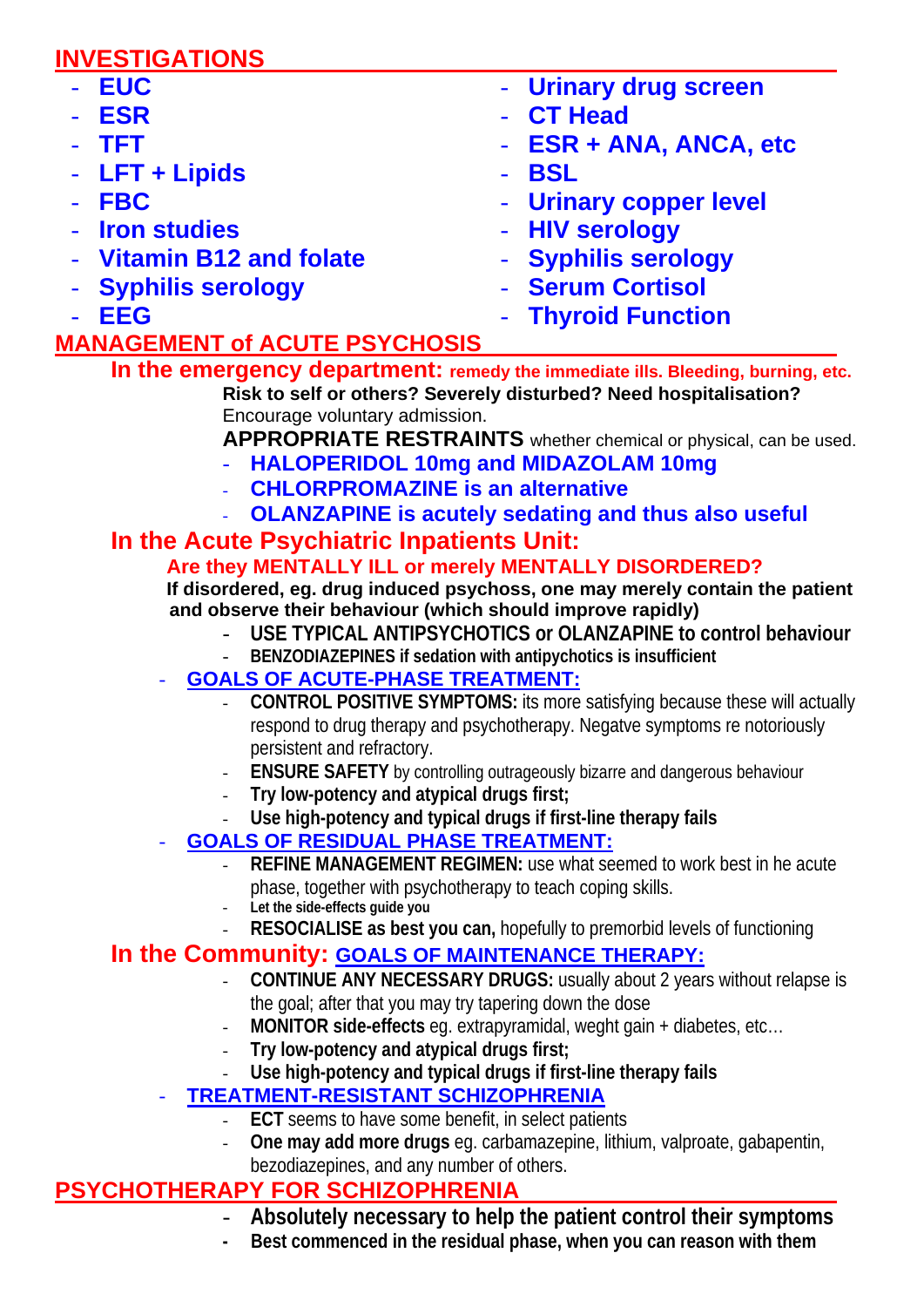## INVESTIGATIONS

- **EUC**
- **ESR**
- **TFT**
- **LFT + Lipids**
- **FBC**
- **Iron studies**
- **Vitamin B12 and folate**
- **Syphilis serology**
- **EEG**
- **Urinary drug screen**
- **CT Head**
- **ESR + ANA, ANCA, etc**
- **BSL**
- **Urinary copper level**
- **HIV serology**
- **Syphilis serology**
- **Serum Cortisol**
- **Thyroid Function**

## MANAGEMENT of ACUTE PSYCHOSIS

### In the emergency department: remedy the immediate ills. Bleeding, burning, etc.

**Risk to self or others? Severely disturbed? Need hospitalisation?**

Encourage voluntary admission.

**APPROPRIATE RESTRAINTS** whether chemical or physical, can be used.

- **HALOPERIDOL 10mg and MIDAZOLAM 10mg**
- **CHLORPROMAZINE is an alternative**
- **OLANZAPINE is acutely sedating and thus also useful**

### In the Acute Psychiatric Inpatients Unit:

**Are they MENTALLY ILL or merely MENTALLY DISORDERED?**

**If disordered, eg. drug induced psychoss, one may merely contain the patient and observe their behaviour (which should improve rapidly)**

- **USE TYPICAL ANTIPSYCHOTICS or OLANZAPINE to control behaviour**
- **BENZODIAZEPINES if sedation with antipychotics is insufficient**

- **GOALS OF ACUTE-PHASE TREATMENT:**
  - **CONTROL POSITIVE SYMPTOMS:** its more satisfying because these will actually respond to drug therapy and psychotherapy. Negatve symptoms re notoriously persistent and refractory.
  - **ENSURE SAFETY** by controlling outrageously bizarre and dangerous behaviour
  - **Try low-potency and atypical drugs first;**
  - **Use high-potency and typical drugs if first-line therapy fails**
- **GOALS OF RESIDUAL PHASE TREATMENT:**
  - **REFINE MANAGEMENT REGIMEN:** use what seemed to work best in he acute phase, together with psychotherapy to teach coping skills.
  - **Let the side-effects guide you**
  - **RESOCIALISE as best you can,** hopefully to premorbid levels of functioning

### In the Community: GOALS OF MAINTENANCE THERAPY:

- **CONTINUE ANY NECESSARY DRUGS:** usually about 2 years without relapse is the goal; after that you may try tapering down the dose
- **MONITOR side-effects** eg. extrapyramidal, weght gain + diabetes, etc…
- **Try low-potency and atypical drugs first;**
- **Use high-potency and typical drugs if first-line therapy fails**

- **TREATMENT-RESISTANT SCHIZOPHRENIA**
  - **ECT** seems to have some benefit, in select patients
  - **One may add more drugs** eg. carbamazepine, lithium, valproate, gabapentin, bezodiazepines, and any number of others.

## PSYCHOTHERAPY FOR SCHIZOPHRENIA

- **Absolutely necessary to help the patient control their symptoms**
- **Best commenced in the residual phase, when you can reason with them**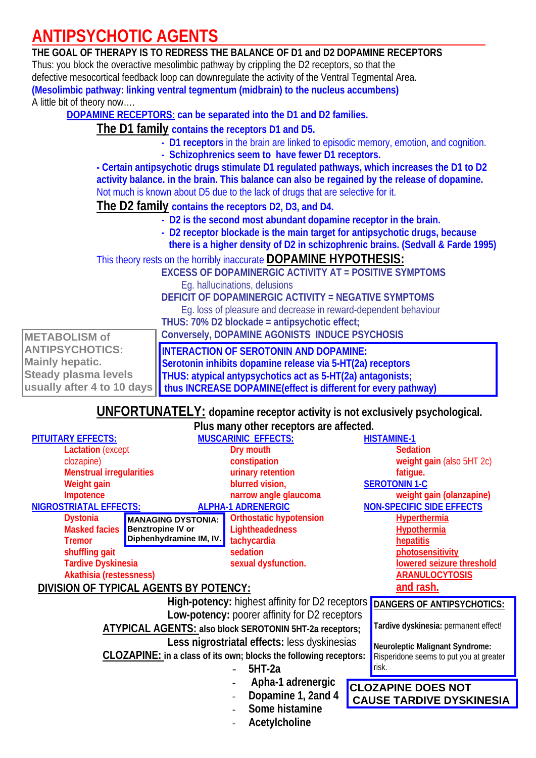# ANTIPSYCHOTIC AGENTS

**THE GOAL OF THERAPY IS TO REDRESS THE BALANCE OF D1 and D2 DOPAMINE RECEPTORS**

Thus: you block the overactive mesolimbic pathway by crippling the D2 receptors, so that the defective mesocortical feedback loop can downregulate the activity of the Ventral Tegmental Area.

**(Mesolimbic pathway: linking ventral tegmentum (midbrain) to the nucleus accumbens)**

A little bit of theory now….

**DOPAMINE RECEPTORS: can be separated into the D1 and D2 families.**

## The D1 family contains the receptors D1 and D5.

- **D1 receptors** in the brain are linked to episodic memory, emotion, and cognition.
- **Schizophrenics seem to have fewer D1 receptors.**

**- Certain antipsychotic drugs stimulate D1 regulated pathways, which increases the D1 to D2 activity balance. in the brain. This balance can also be regained by the release of dopamine.**

Not much is known about D5 due to the lack of drugs that are selective for it.

## The D2 family contains the receptors D2, D3, and D4.

- **D2 is the second most abundant dopamine receptor in the brain.**
- **D2 receptor blockade is the main target for antipsychotic drugs, because there is a higher density of D2 in schizophrenic brains. (Sedvall & Farde 1995)**

This theory rests on the horribly inaccurate **DOPAMINE HYPOTHESIS:**

**EXCESS OF DOPAMINERGIC ACTIVITY AT = POSITIVE SYMPTOMS**

Eg. hallucinations, delusions

**DEFICIT OF DOPAMINERGIC ACTIVITY = NEGATIVE SYMPTOMS**

Eg. loss of pleasure and decrease in reward-dependent behaviour

**THUS: 70% D2 blockade = antipsychotic effect;**

**Conversely, DOPAMINE AGONISTS INDUCE PSYCHOSIS**

**METABOLISM of ANTIPSYCHOTICS: Mainly hepatic. Steady plasma levels usually after 4 to 10 days**

**INTERACTION OF SEROTONIN AND DOPAMINE:**
**Serotonin inhibits dopamine release via 5-HT(2a) receptors**
**THUS: atypical antypsychotics act as 5-HT(2a) antagonists;**
**thus INCREASE DOPAMINE(effect is different for every pathway)**

## UNFORTUNATELY: dopamine receptor activity is not exclusively psychological.

**Plus many other receptors are affected.**

**PITUITARY EFFECTS:**
- **Lactation** (except clozapine)
- **Menstrual irregularities**
- **Weight gain**
- **Impotence**

**NIGROSTRIATAL EFFECTS:**
- **Dystonia**
- **Masked facies**
- **Tremor**
- **shuffling gait**
- **Tardive Dyskinesia**
- **Akathisia (restessness)**

**MANAGING DYSTONIA:** Benztropine IV or Diphenhydramine IM, IV.

**MUSCARINIC EFFECTS:**
- **Dry mouth**
- **constipation**
- **urinary retention**
- **blurred vision,**
- **narrow angle glaucoma**

**ALPHA-1 ADRENERGIC**
- **Orthostatic hypotension**
- **Lightheadedness**
- **tachycardia**
- **sedation**
- **sexual dysfunction.**

**HISTAMINE-1**
- **Sedation**
- **weight gain** (also 5HT 2c)
- **fatigue.**

**SEROTONIN 1-C**
- **weight gain (olanzapine)**

**NON-SPECIFIC SIDE EFFECTS**
- **Hyperthermia**
- **Hypothermia**
- **hepatitis**
- **photosensitivity**
- **lowered seizure threshold**
- **ARANULOCYTOSIS**
- **and rash.**

## DIVISION OF TYPICAL AGENTS BY POTENCY:

**High-potency:** highest affinity for D2 receptors
**Low-potency:** poorer affinity for D2 receptors

**ATYPICAL AGENTS: also block SEROTONIN 5HT-2a receptors;**
**Less nigrostriatal effects:** less dyskinesias

**CLOZAPINE: in a class of its own; blocks the following receptors:**
- **5HT-2a**
- **Apha-1 adrenergic**
- **Dopamine 1, 2and 4**
- **Some histamine**
- **Acetylcholine**

**DANGERS OF ANTIPSYCHOTICS:**

**Tardive dyskinesia:** permanent effect!

**Neuroleptic Malignant Syndrome:** Risperidone seems to put you at greater risk.

**CLOZAPINE DOES NOT CAUSE TARDIVE DYSKINESIA**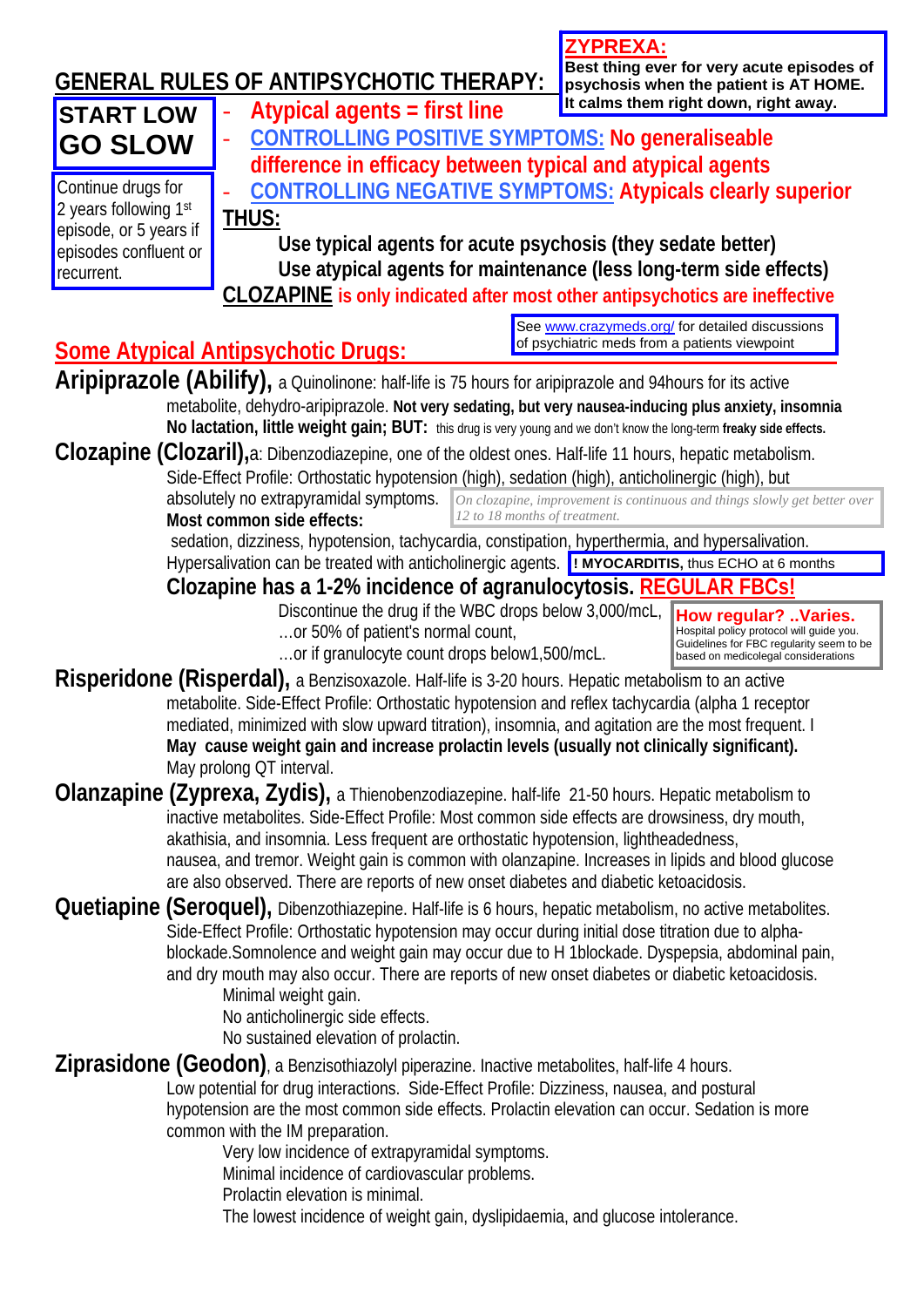**ZYPREXA:**
**Best thing ever for very acute episodes of psychosis when the patient is AT HOME. It calms them right down, right away.**

## GENERAL RULES OF ANTIPSYCHOTIC THERAPY:

**START LOW GO SLOW**

Continue drugs for 2 years following 1st episode, or 5 years if episodes confluent or recurrent.

- **Atypical agents = first line**
- **CONTROLLING POSITIVE SYMPTOMS: No generaliseable difference in efficacy between typical and atypical agents**
- **CONTROLLING NEGATIVE SYMPTOMS: Atypicals clearly superior**

**THUS:**

**Use typical agents for acute psychosis (they sedate better)**
**Use atypical agents for maintenance (less long-term side effects)**

**CLOZAPINE is only indicated after most other antipsychotics are ineffective**

See www.crazymeds.org/ for detailed discussions of psychiatric meds from a patients viewpoint

## Some Atypical Antipsychotic Drugs:

**Aripiprazole (Abilify),** a Quinolinone: half-life is 75 hours for aripiprazole and 94hours for its active metabolite, dehydro-aripiprazole. **Not very sedating, but very nausea-inducing plus anxiety, insomnia No lactation, little weight gain; BUT:** this drug is very young and we don't know the long-term **freaky side effects.**

**Clozapine (Clozaril),** a: Dibenzodiazepine, one of the oldest ones. Half-life 11 hours, hepatic metabolism. Side-Effect Profile: Orthostatic hypotension (high), sedation (high), anticholinergic (high), but absolutely no extrapyramidal symptoms.

*On clozapine, improvement is continuous and things slowly get better over 12 to 18 months of treatment.*

**Most common side effects:**
sedation, dizziness, hypotension, tachycardia, constipation, hyperthermia, and hypersalivation. Hypersalivation can be treated with anticholinergic agents.

**! MYOCARDITIS,** thus ECHO at 6 months

**Clozapine has a 1-2% incidence of agranulocytosis. REGULAR FBCs!**

Discontinue the drug if the WBC drops below 3,000/mcL,
…or 50% of patient's normal count,
…or if granulocyte count drops below1,500/mcL.

**How regular? ..Varies.**
Hospital policy protocol will guide you. Guidelines for FBC regularity seem to be based on medicolegal considerations

**Risperidone (Risperdal),** a Benzisoxazole. Half-life is 3-20 hours. Hepatic metabolism to an active metabolite. Side-Effect Profile: Orthostatic hypotension and reflex tachycardia (alpha 1 receptor mediated, minimized with slow upward titration), insomnia, and agitation are the most frequent. I **May cause weight gain and increase prolactin levels (usually not clinically significant).** May prolong QT interval.

**Olanzapine (Zyprexa, Zydis),** a Thienobenzodiazepine. half-life 21-50 hours. Hepatic metabolism to inactive metabolites. Side-Effect Profile: Most common side effects are drowsiness, dry mouth, akathisia, and insomnia. Less frequent are orthostatic hypotension, lightheadedness, nausea, and tremor. Weight gain is common with olanzapine. Increases in lipids and blood glucose are also observed. There are reports of new onset diabetes and diabetic ketoacidosis.

**Quetiapine (Seroquel),** Dibenzothiazepine. Half-life is 6 hours, hepatic metabolism, no active metabolites. Side-Effect Profile: Orthostatic hypotension may occur during initial dose titration due to alpha-blockade.Somnolence and weight gain may occur due to H 1blockade. Dyspepsia, abdominal pain, and dry mouth may also occur. There are reports of new onset diabetes or diabetic ketoacidosis.

Minimal weight gain.
No anticholinergic side effects.
No sustained elevation of prolactin.

**Ziprasidone (Geodon)**, a Benzisothiazolyl piperazine. Inactive metabolites, half-life 4 hours. Low potential for drug interactions. Side-Effect Profile: Dizziness, nausea, and postural hypotension are the most common side effects. Prolactin elevation can occur. Sedation is more common with the IM preparation.

Very low incidence of extrapyramidal symptoms.
Minimal incidence of cardiovascular problems.
Prolactin elevation is minimal.
The lowest incidence of weight gain, dyslipidaemia, and glucose intolerance.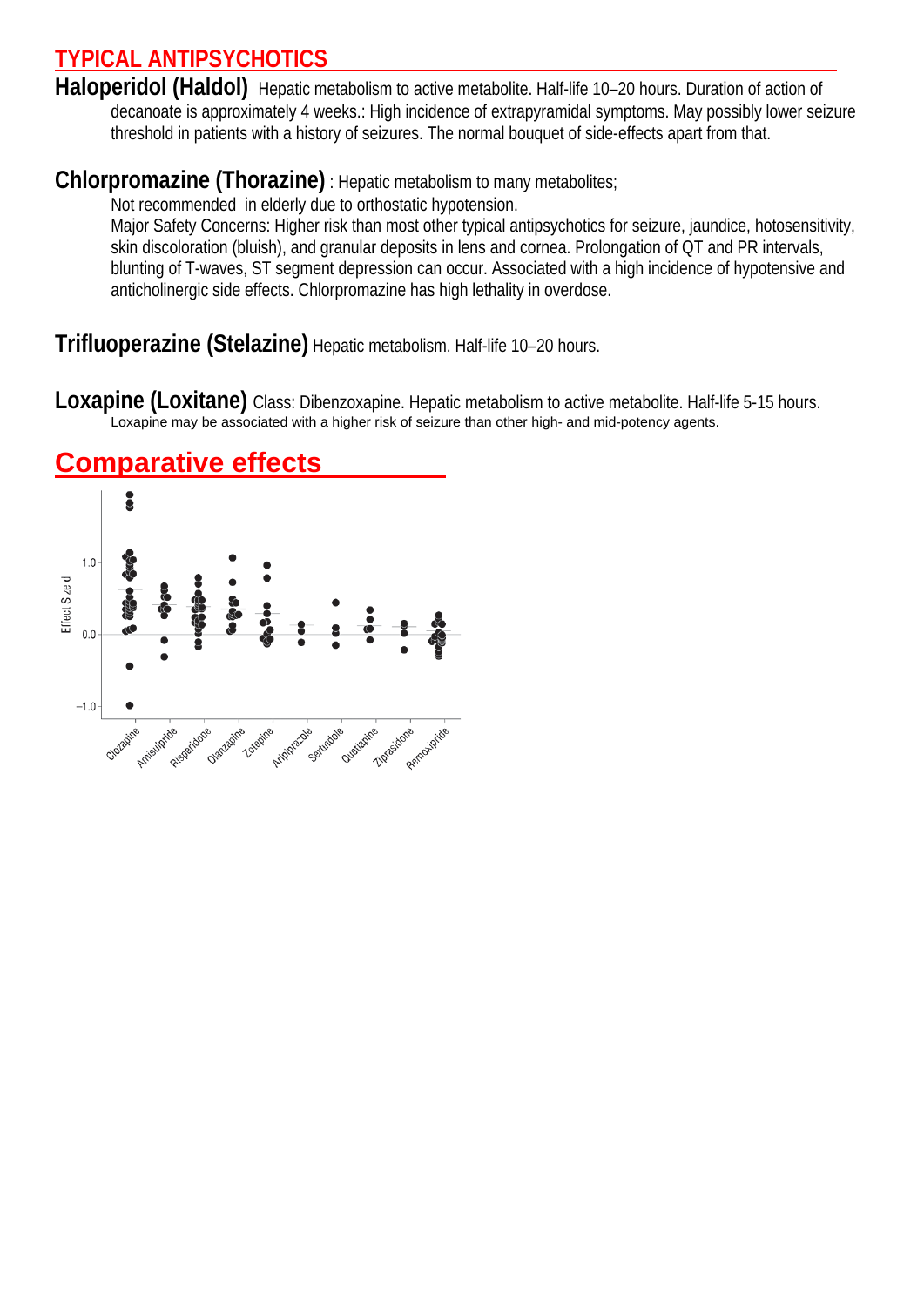## TYPICAL ANTIPSYCHOTICS

**Haloperidol (Haldol)** Hepatic metabolism to active metabolite. Half-life 10–20 hours. Duration of action of decanoate is approximately 4 weeks.: High incidence of extrapyramidal symptoms. May possibly lower seizure threshold in patients with a history of seizures. The normal bouquet of side-effects apart from that.

**Chlorpromazine (Thorazine)** : Hepatic metabolism to many metabolites;

Not recommended in elderly due to orthostatic hypotension.

Major Safety Concerns: Higher risk than most other typical antipsychotics for seizure, jaundice, hotosensitivity, skin discoloration (bluish), and granular deposits in lens and cornea. Prolongation of QT and PR intervals, blunting of T-waves, ST segment depression can occur. Associated with a high incidence of hypotensive and anticholinergic side effects. Chlorpromazine has high lethality in overdose.

**Trifluoperazine (Stelazine)** Hepatic metabolism. Half-life 10–20 hours.

**Loxapine (Loxitane)** Class: Dibenzoxapine. Hepatic metabolism to active metabolite. Half-life 5-15 hours. Loxapine may be associated with a higher risk of seizure than other high- and mid-potency agents.

## Comparative effects

Effect Size d

1.0 · 0.0 · −1.0

Clozapine · Amisulpride · Risperidone · Olanzapine · Zotepine · Aripiprazole · Sertindole · Quetiapine · Ziprasidone · Remoxipride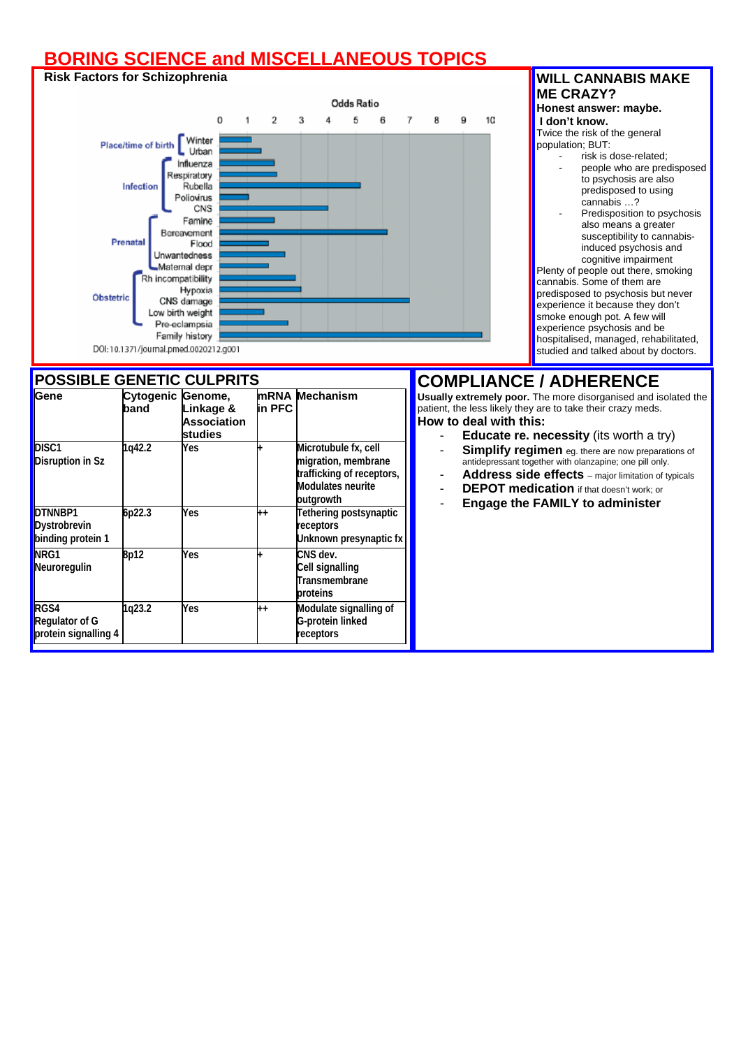# BORING SCIENCE and MISCELLANEOUS TOPICS

## Risk Factors for Schizophrenia

Odds Ratio

0 1 2 3 4 5 6 7 8 9 10

Place/time of birth: Winter, Urban

Infection: Influenza, Respiratory, Rubella, Poliovirus, CNS

Prenatal: Famine, Bereavement, Flood, Unwantedness, Maternal depr

Obstetric: Rh incompatibility, Hypoxia, CNS damage, Low birth weight, Pre-eclampsia

Family history

DOI:10.1371/journal.pmed.0020212.g001

## WILL CANNABIS MAKE ME CRAZY?

**Honest answer: maybe.**

**I don't know.**

Twice the risk of the general population; BUT:

- risk is dose-related;
- people who are predisposed to psychosis are also predisposed to using cannabis …?
- Predisposition to psychosis also means a greater susceptibility to cannabis-induced psychosis and cognitive impairment

Plenty of people out there, smoking cannabis. Some of them are predisposed to psychosis but never experience it because they don't smoke enough pot. A few will experience psychosis and be hospitalised, managed, rehabilitated, studied and talked about by doctors.

## POSSIBLE GENETIC CULPRITS

| Gene | Cytogenic band | Genome, Linkage & Association studies | mRNA in PFC | Mechanism |
|---|---|---|---|---|
| DISC1 Disruption in Sz | 1q42.2 | Yes | + | Microtubule fx, cell migration, membrane trafficking of receptors, Modulates neurite outgrowth |
| DTNNBP1 Dystrobrevin binding protein 1 | 6p22.3 | Yes | ++ | Tethering postsynaptic receptors Unknown presynaptic fx |
| NRG1 Neuroregulin | 8p12 | Yes | + | CNS dev. Cell signalling Transmembrane proteins |
| RGS4 Regulator of G protein signalling 4 | 1q23.2 | Yes | ++ | Modulate signalling of G-protein linked receptors |

## COMPLIANCE / ADHERENCE

**Usually extremely poor.** The more disorganised and isolated the patient, the less likely they are to take their crazy meds.

**How to deal with this:**

- **Educate re. necessity** (its worth a try)
- **Simplify regimen** eg. there are now preparations of antidepressant together with olanzapine; one pill only.
- **Address side effects** – major limitation of typicals
- **DEPOT medication** if that doesn't work; or
- **Engage the FAMILY to administer**